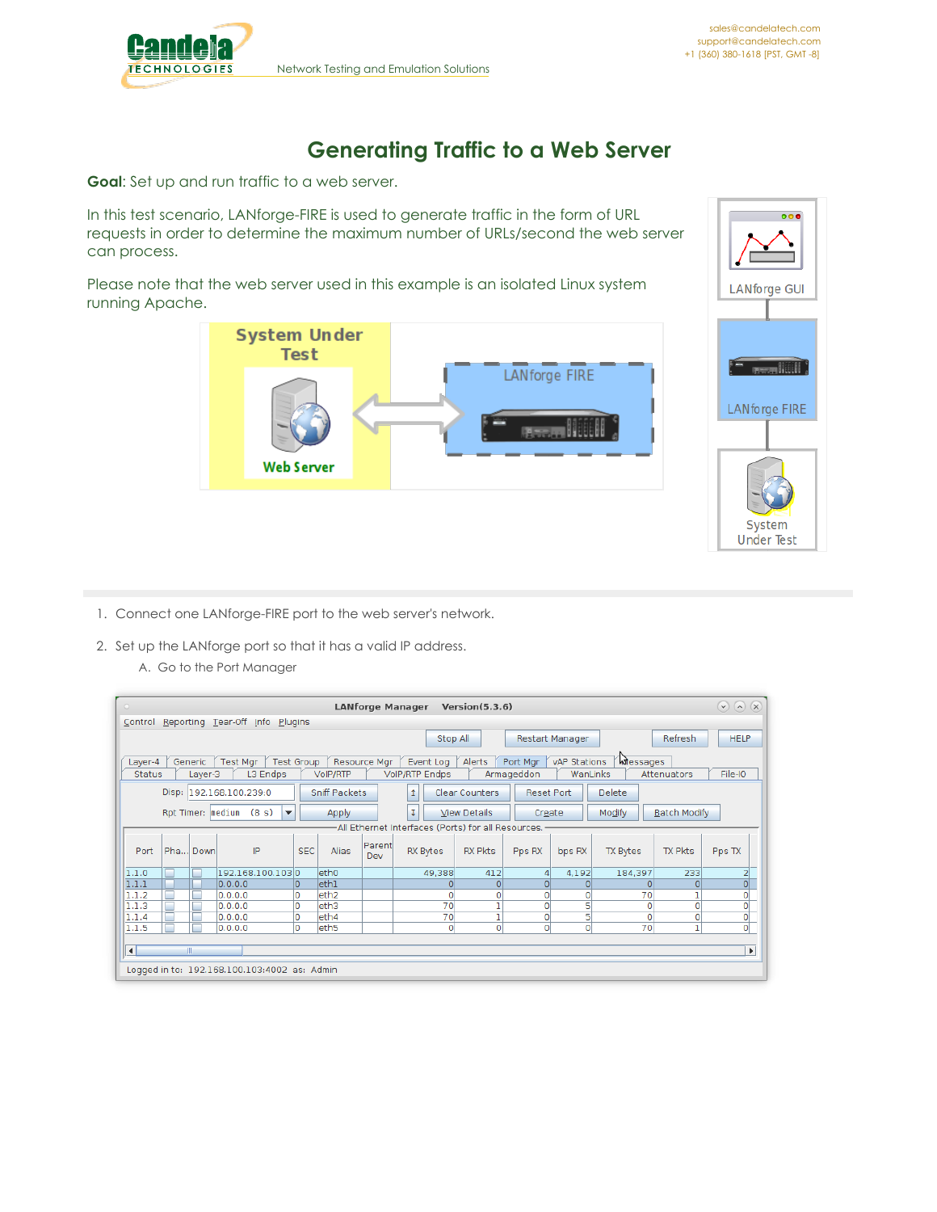# Generating Traffic to a Web Server

**Goal**: Set up and run traffic to a web server.

In this test scenario, LANforge-FIRE is used to generate traffic in the form of URL requests in order to determine the maximum number of URLs/second the web server can process.

Please note that the web server used in this example is an isolated Linux system running Apache.

1. Connect one LANforge-FIRE port to the web server's network.

2. Set up the LANforge port so that it has a valid IP address.

   A. Go to the Port Manager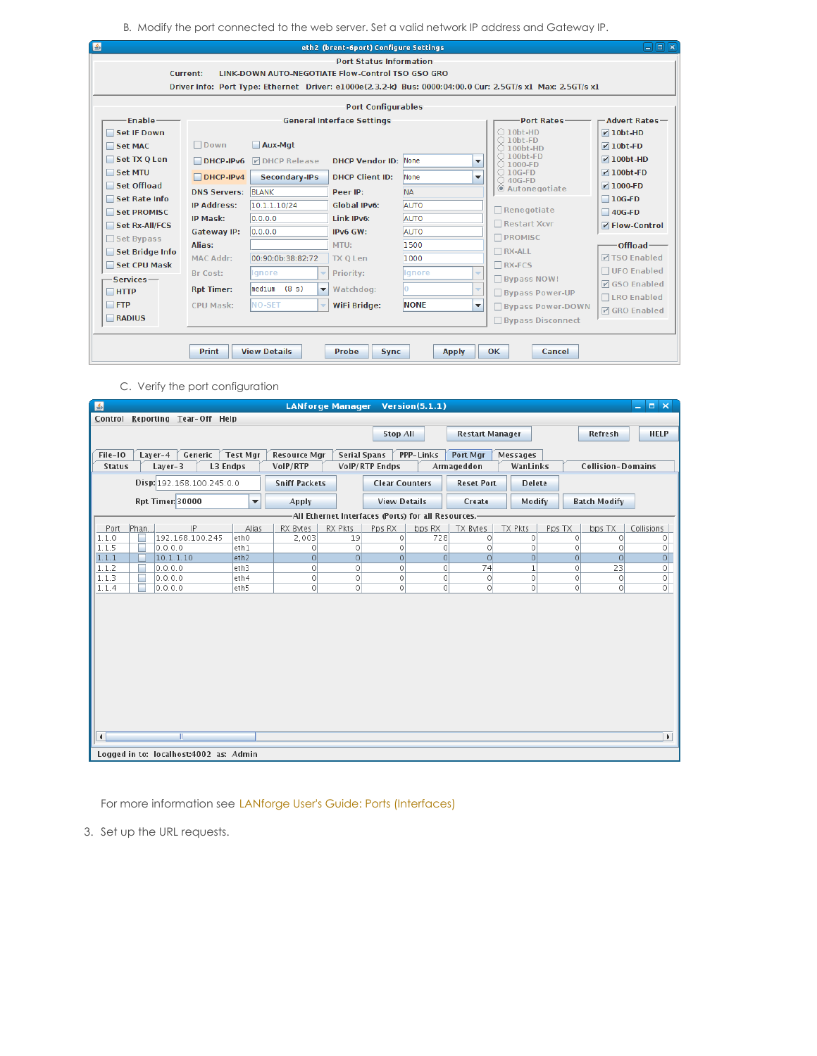B. Modify the port connected to the web server. Set a valid network IP address and Gateway IP.

C. Verify the port configuration

For more information see LANforge User's Guide: Ports (Interfaces)

3. Set up the URL requests.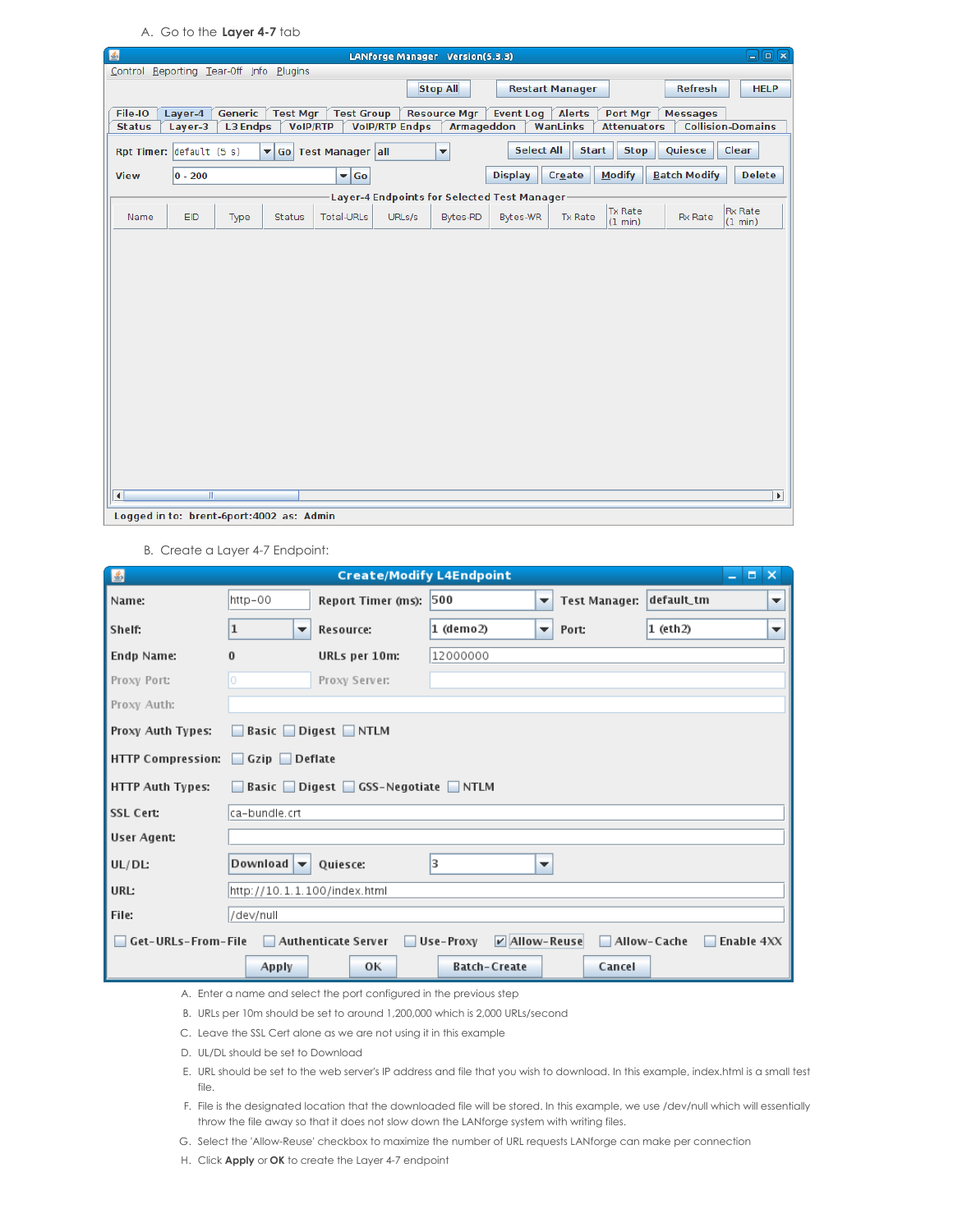A. Go to the **Layer 4-7** tab

B. Create a Layer 4-7 Endpoint:

A. Enter a name and select the port configured in the previous step
B. URLs per 10m should be set to around 1,200,000 which is 2,000 URLs/second
C. Leave the SSL Cert alone as we are not using it in this example
D. UL/DL should be set to Download
E. URL should be set to the web server's IP address and file that you wish to download. In this example, index.html is a small test file.
F. File is the designated location that the downloaded file will be stored. In this example, we use /dev/null which will essentially throw the file away so that it does not slow down the LANforge system with writing files.
G. Select the 'Allow-Reuse' checkbox to maximize the number of URL requests LANforge can make per connection
H. Click **Apply** or **OK** to create the Layer 4-7 endpoint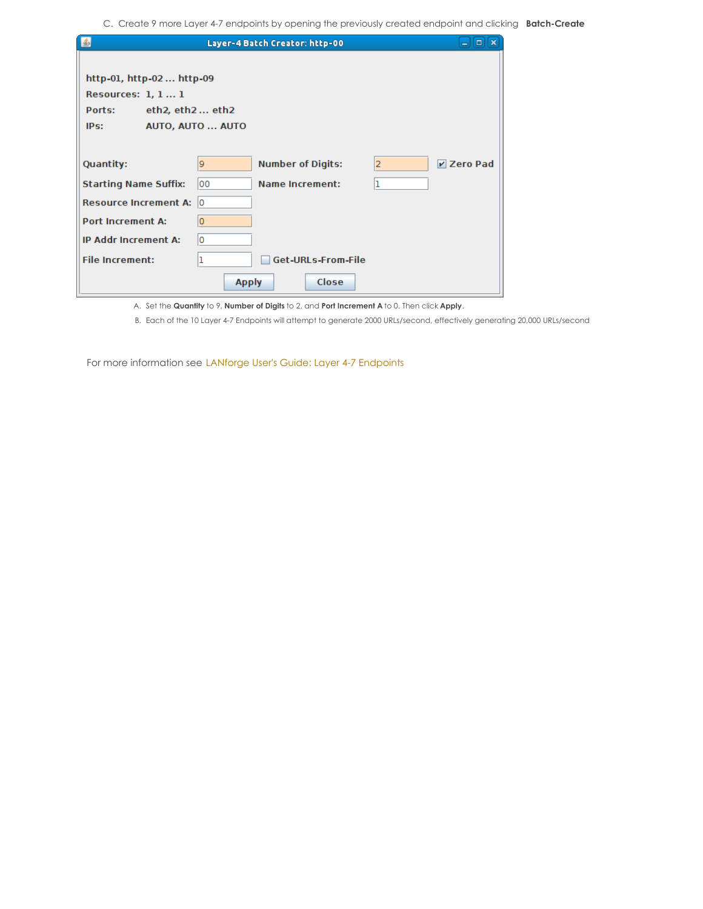C. Create 9 more Layer 4-7 endpoints by opening the previously created endpoint and clicking **Batch-Create**

**Layer-4 Batch Creator: http-00**

http-01, http-02 ... http-09
Resources: 1, 1 ... 1
Ports: eth2, eth2 ... eth2
IPs: AUTO, AUTO ... AUTO

| | | | | |
|---|---|---|---|---|
| Quantity: | 9 | Number of Digits: | 2 | ☑ Zero Pad |
| Starting Name Suffix: | 00 | Name Increment: | 1 | |
| Resource Increment A: | 0 | | | |
| Port Increment A: | 0 | | | |
| IP Addr Increment A: | 0 | | | |
| File Increment: | 1 | ☐ Get-URLs-From-File | | |

Apply    Close

A. Set the **Quantity** to 9, **Number of Digits** to 2, and **Port Increment A** to 0. Then click **Apply**.
B. Each of the 10 Layer 4-7 Endpoints will attempt to generate 2000 URLs/second, effectively generating 20,000 URLs/second

For more information see LANforge User's Guide: Layer 4-7 Endpoints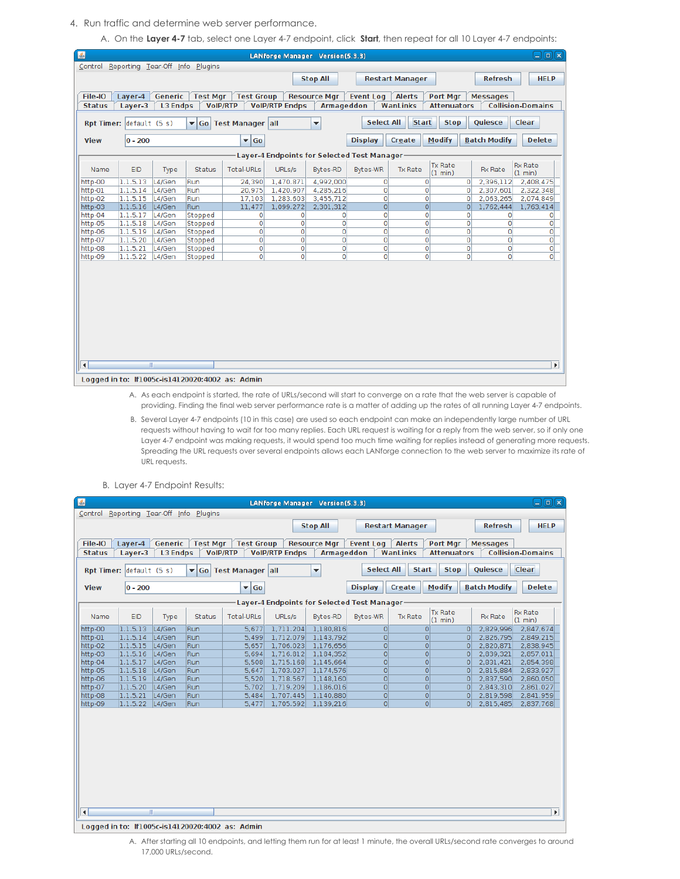4. Run traffic and determine web server performance.

   A. On the **Layer 4-7** tab, select one Layer 4-7 endpoint, click **Start**, then repeat for all 10 Layer 4-7 endpoints:

LANforge Manager Version(5.3.3)

Control Reporting Tear-Off Info Plugins

Stop All | Restart Manager | Refresh | HELP

File-IO | Layer-4 | Generic | Test Mgr | Test Group | Resource Mgr | Event Log | Alerts | Port Mgr | Messages
Status | Layer-3 | L3 Endps | VoIP/RTP | VoIP/RTP Endps | Armageddon | WanLinks | Attenuators | Collision-Domains

Rpt Timer: default (5 s) Go Test Manager all | Select All | Start | Stop | Quiesce | Clear

View 0 - 200 Go | Display | Create | Modify | Batch Modify | Delete

Layer-4 Endpoints for Selected Test Manager

| Name | EID | Type | Status | Total-URLs | URLs/s | Bytes-RD | Bytes-WR | Tx Rate | Tx Rate (1 min) | Rx Rate | Rx Rate (1 min) |
|---|---|---|---|---|---|---|---|---|---|---|---|
| http-00 | 1.1.5.13 | L4/Gen | Run | 24,390 | 1,470.871 | 4,992,000 | 0 | 0 | 0 | 2,396,112 | 2,408,475 |
| http-01 | 1.1.5.14 | L4/Gen | Run | 20,975 | 1,420.907 | 4,285,216 | 0 | 0 | 0 | 2,307,601 | 2,322,348 |
| http-02 | 1.1.5.15 | L4/Gen | Run | 17,103 | 1,283.603 | 3,455,712 | 0 | 0 | 0 | 2,063,265 | 2,074,849 |
| http-03 | 1.1.5.16 | L4/Gen | Run | 11,477 | 1,099.272 | 2,301,312 | 0 | 0 | 0 | 1,762,444 | 1,763,414 |
| http-04 | 1.1.5.17 | L4/Gen | Stopped | 0 | 0 | 0 | 0 | 0 | 0 | 0 | 0 |
| http-05 | 1.1.5.18 | L4/Gen | Stopped | 0 | 0 | 0 | 0 | 0 | 0 | 0 | 0 |
| http-06 | 1.1.5.19 | L4/Gen | Stopped | 0 | 0 | 0 | 0 | 0 | 0 | 0 | 0 |
| http-07 | 1.1.5.20 | L4/Gen | Stopped | 0 | 0 | 0 | 0 | 0 | 0 | 0 | 0 |
| http-08 | 1.1.5.21 | L4/Gen | Stopped | 0 | 0 | 0 | 0 | 0 | 0 | 0 | 0 |
| http-09 | 1.1.5.22 | L4/Gen | Stopped | 0 | 0 | 0 | 0 | 0 | 0 | 0 | 0 |

Logged in to: lf1005c-is14120020:4002 as: Admin

      A. As each endpoint is started, the rate of URLs/second will start to converge on a rate that the web server is capable of providing. Finding the final web server performance rate is a matter of adding up the rates of all running Layer 4-7 endpoints.
      B. Several Layer 4-7 endpoints (10 in this case) are used so each endpoint can make an independently large number of URL requests without having to wait for too many replies. Each URL request is waiting for a reply from the web server, so if only one Layer 4-7 endpoint was making requests, it would spend too much time waiting for replies instead of generating more requests. Spreading the URL requests over several endpoints allows each LANforge connection to the web server to maximize its rate of URL requests.

   B. Layer 4-7 Endpoint Results:

LANforge Manager Version(5.3.3)

Control Reporting Tear-Off Info Plugins

Stop All | Restart Manager | Refresh | HELP

File-IO | Layer-4 | Generic | Test Mgr | Test Group | Resource Mgr | Event Log | Alerts | Port Mgr | Messages
Status | Layer-3 | L3 Endps | VoIP/RTP | VoIP/RTP Endps | Armageddon | WanLinks | Attenuators | Collision-Domains

Rpt Timer: default (5 s) Go Test Manager all | Select All | Start | Stop | Quiesce | Clear

View 0 - 200 Go | Display | Create | Modify | Batch Modify | Delete

Layer-4 Endpoints for Selected Test Manager

| Name | EID | Type | Status | Total-URLs | URLs/s | Bytes-RD | Bytes-WR | Tx Rate | Tx Rate (1 min) | Rx Rate | Rx Rate (1 min) |
|---|---|---|---|---|---|---|---|---|---|---|---|
| http-00 | 1.1.5.13 | L4/Gen | Run | 5,677 | 1,711.204 | 1,180,816 | 0 | 0 | 0 | 2,829,996 | 2,847,674 |
| http-01 | 1.1.5.14 | L4/Gen | Run | 5,499 | 1,712.079 | 1,143,792 | 0 | 0 | 0 | 2,826,795 | 2,849,215 |
| http-02 | 1.1.5.15 | L4/Gen | Run | 5,657 | 1,706.023 | 1,176,656 | 0 | 0 | 0 | 2,820,871 | 2,838,945 |
| http-03 | 1.1.5.16 | L4/Gen | Run | 5,694 | 1,716.812 | 1,184,352 | 0 | 0 | 0 | 2,839,321 | 2,857,011 |
| http-04 | 1.1.5.17 | L4/Gen | Run | 5,508 | 1,715.168 | 1,145,664 | 0 | 0 | 0 | 2,831,421 | 2,854,398 |
| http-05 | 1.1.5.18 | L4/Gen | Run | 5,647 | 1,703.027 | 1,174,576 | 0 | 0 | 0 | 2,815,884 | 2,833,927 |
| http-06 | 1.1.5.19 | L4/Gen | Run | 5,520 | 1,718.567 | 1,148,160 | 0 | 0 | 0 | 2,837,590 | 2,860,050 |
| http-07 | 1.1.5.20 | L4/Gen | Run | 5,702 | 1,719.209 | 1,186,016 | 0 | 0 | 0 | 2,843,310 | 2,861,027 |
| http-08 | 1.1.5.21 | L4/Gen | Run | 5,484 | 1,707.445 | 1,140,880 | 0 | 0 | 0 | 2,819,598 | 2,841,959 |
| http-09 | 1.1.5.22 | L4/Gen | Run | 5,477 | 1,705.592 | 1,139,216 | 0 | 0 | 0 | 2,815,485 | 2,837,768 |

Logged in to: lf1005c-is14120020:4002 as: Admin

      A. After starting all 10 endpoints, and letting them run for at least 1 minute, the overall URLs/second rate converges to around 17,000 URLs/second.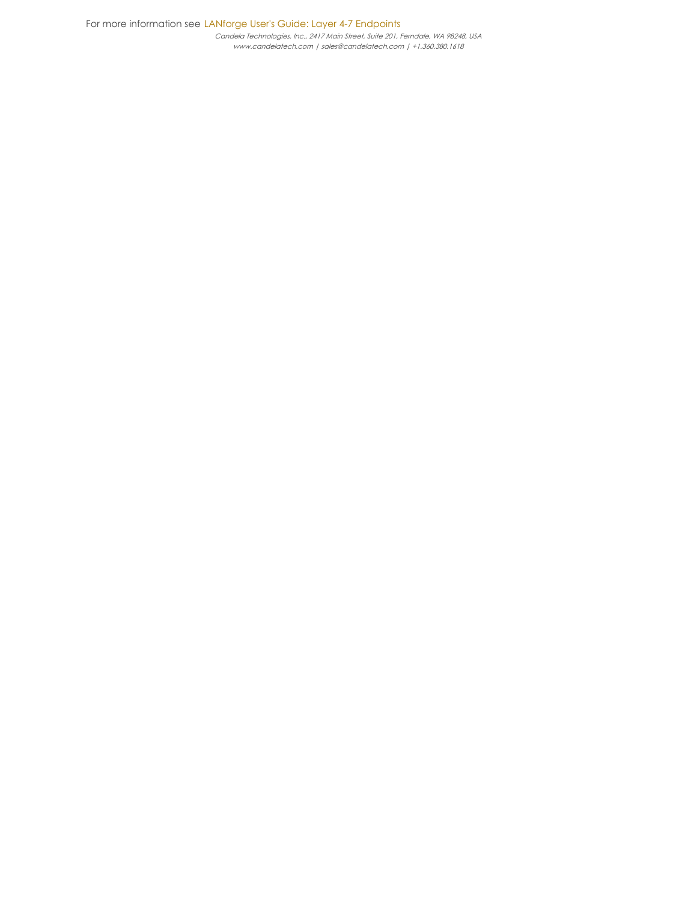For more information see LANforge User's Guide: Layer 4-7 Endpoints

*Candela Technologies, Inc., 2417 Main Street, Suite 201, Ferndale, WA 98248, USA*
*www.candelatech.com | sales@candelatech.com | +1.360.380.1618*